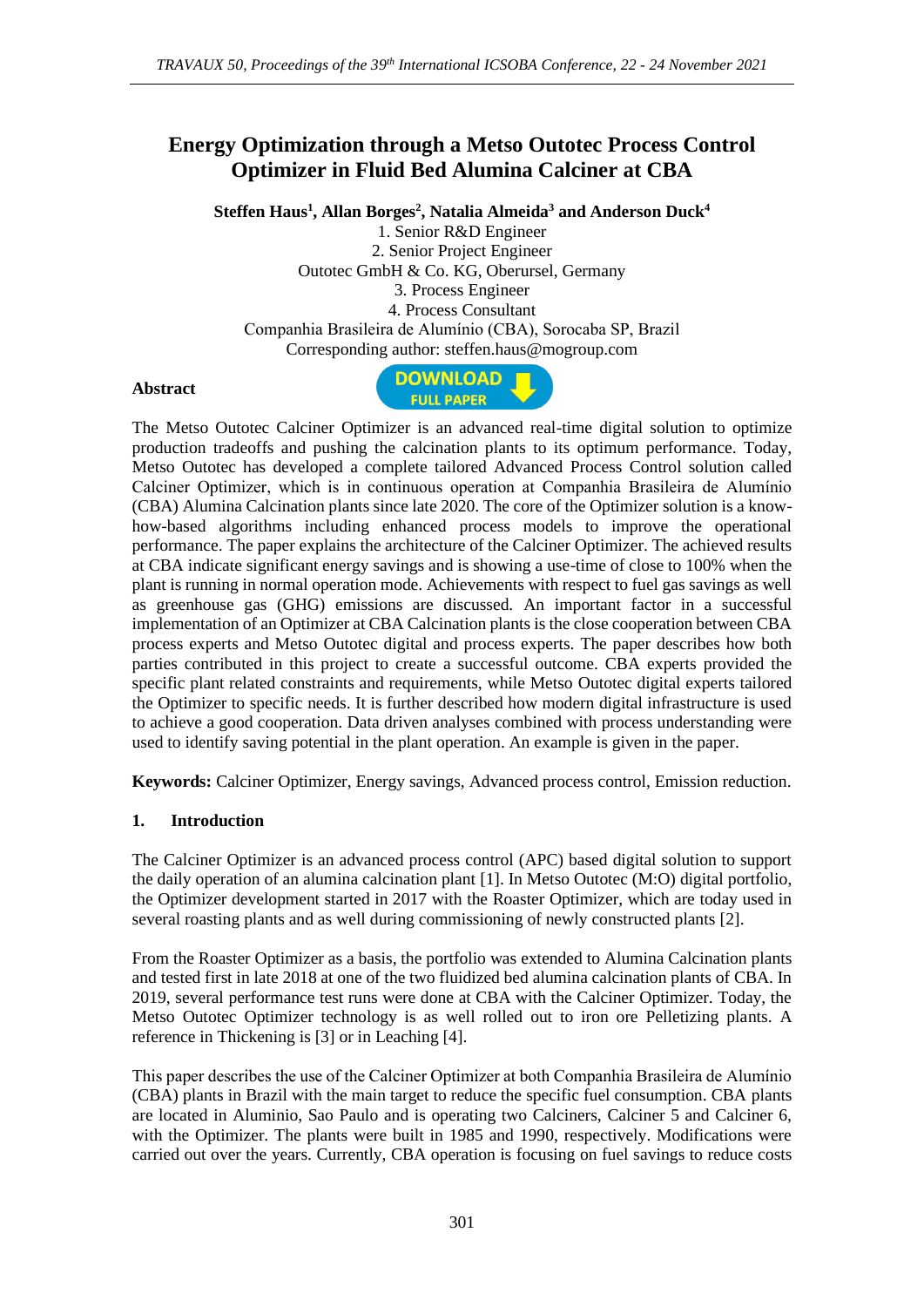# Energy Optimization through a Metso Outotec Process Control Optimizer in Fluid Bed Alumina Calciner at CBA

**Steffen Haus[1], Allan Borges[2], Natalia Almeida[3] and Anderson Duck[4]**

1. Senior R&D Engineer
2. Senior Project Engineer

Outotec GmbH & Co. KG, Oberursel, Germany

3. Process Engineer
4. Process Consultant

Companhia Brasileira de Alumínio (CBA), Sorocaba SP, Brazil

Corresponding author: steffen.haus@mogroup.com

**Abstract**

The Metso Outotec Calciner Optimizer is an advanced real-time digital solution to optimize production tradeoffs and pushing the calcination plants to its optimum performance. Today, Metso Outotec has developed a complete tailored Advanced Process Control solution called Calciner Optimizer, which is in continuous operation at Companhia Brasileira de Alumínio (CBA) Alumina Calcination plants since late 2020. The core of the Optimizer solution is a know-how-based algorithms including enhanced process models to improve the operational performance. The paper explains the architecture of the Calciner Optimizer. The achieved results at CBA indicate significant energy savings and is showing a use-time of close to 100% when the plant is running in normal operation mode. Achievements with respect to fuel gas savings as well as greenhouse gas (GHG) emissions are discussed. An important factor in a successful implementation of an Optimizer at CBA Calcination plants is the close cooperation between CBA process experts and Metso Outotec digital and process experts. The paper describes how both parties contributed in this project to create a successful outcome. CBA experts provided the specific plant related constraints and requirements, while Metso Outotec digital experts tailored the Optimizer to specific needs. It is further described how modern digital infrastructure is used to achieve a good cooperation. Data driven analyses combined with process understanding were used to identify saving potential in the plant operation. An example is given in the paper.

**Keywords:** Calciner Optimizer, Energy savings, Advanced process control, Emission reduction.

## 1. Introduction

The Calciner Optimizer is an advanced process control (APC) based digital solution to support the daily operation of an alumina calcination plant [1]. In Metso Outotec (M:O) digital portfolio, the Optimizer development started in 2017 with the Roaster Optimizer, which are today used in several roasting plants and as well during commissioning of newly constructed plants [2].

From the Roaster Optimizer as a basis, the portfolio was extended to Alumina Calcination plants and tested first in late 2018 at one of the two fluidized bed alumina calcination plants of CBA. In 2019, several performance test runs were done at CBA with the Calciner Optimizer. Today, the Metso Outotec Optimizer technology is as well rolled out to iron ore Pelletizing plants. A reference in Thickening is [3] or in Leaching [4].

This paper describes the use of the Calciner Optimizer at both Companhia Brasileira de Alumínio (CBA) plants in Brazil with the main target to reduce the specific fuel consumption. CBA plants are located in Aluminio, Sao Paulo and is operating two Calciners, Calciner 5 and Calciner 6, with the Optimizer. The plants were built in 1985 and 1990, respectively. Modifications were carried out over the years. Currently, CBA operation is focusing on fuel savings to reduce costs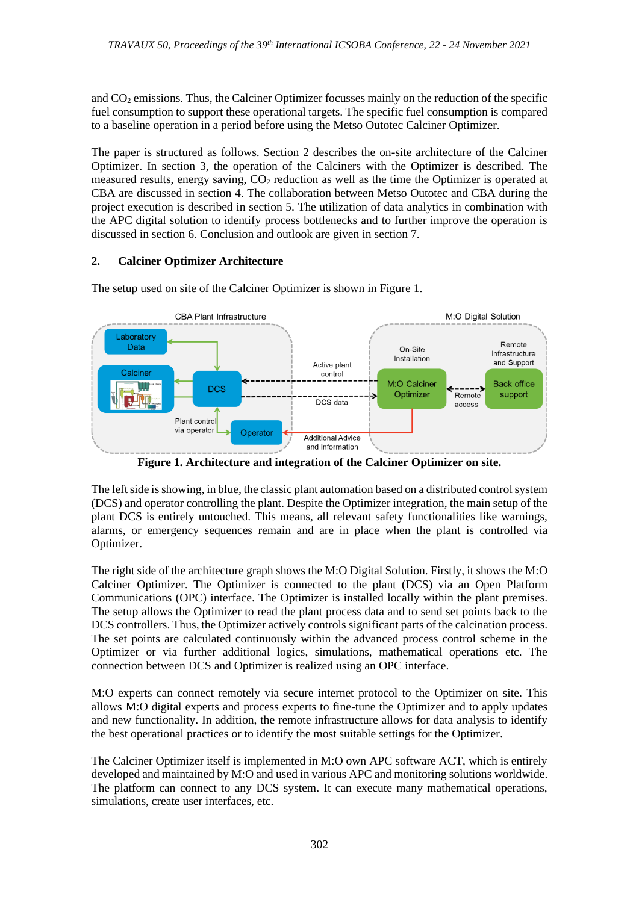and $CO_2$ emissions. Thus, the Calciner Optimizer focusses mainly on the reduction of the specific fuel consumption to support these operational targets. The specific fuel consumption is compared to a baseline operation in a period before using the Metso Outotec Calciner Optimizer.

The paper is structured as follows. Section 2 describes the on-site architecture of the Calciner Optimizer. In section 3, the operation of the Calciners with the Optimizer is described. The measured results, energy saving, $CO_2$ reduction as well as the time the Optimizer is operated at CBA are discussed in section 4. The collaboration between Metso Outotec and CBA during the project execution is described in section 5. The utilization of data analytics in combination with the APC digital solution to identify process bottlenecks and to further improve the operation is discussed in section 6. Conclusion and outlook are given in section 7.

## 2. Calciner Optimizer Architecture

The setup used on site of the Calciner Optimizer is shown in Figure 1.

**Figure 1. Architecture and integration of the Calciner Optimizer on site.**

The left side is showing, in blue, the classic plant automation based on a distributed control system (DCS) and operator controlling the plant. Despite the Optimizer integration, the main setup of the plant DCS is entirely untouched. This means, all relevant safety functionalities like warnings, alarms, or emergency sequences remain and are in place when the plant is controlled via Optimizer.

The right side of the architecture graph shows the M:O Digital Solution. Firstly, it shows the M:O Calciner Optimizer. The Optimizer is connected to the plant (DCS) via an Open Platform Communications (OPC) interface. The Optimizer is installed locally within the plant premises. The setup allows the Optimizer to read the plant process data and to send set points back to the DCS controllers. Thus, the Optimizer actively controls significant parts of the calcination process. The set points are calculated continuously within the advanced process control scheme in the Optimizer or via further additional logics, simulations, mathematical operations etc. The connection between DCS and Optimizer is realized using an OPC interface.

M:O experts can connect remotely via secure internet protocol to the Optimizer on site. This allows M:O digital experts and process experts to fine-tune the Optimizer and to apply updates and new functionality. In addition, the remote infrastructure allows for data analysis to identify the best operational practices or to identify the most suitable settings for the Optimizer.

The Calciner Optimizer itself is implemented in M:O own APC software ACT, which is entirely developed and maintained by M:O and used in various APC and monitoring solutions worldwide. The platform can connect to any DCS system. It can execute many mathematical operations, simulations, create user interfaces, etc.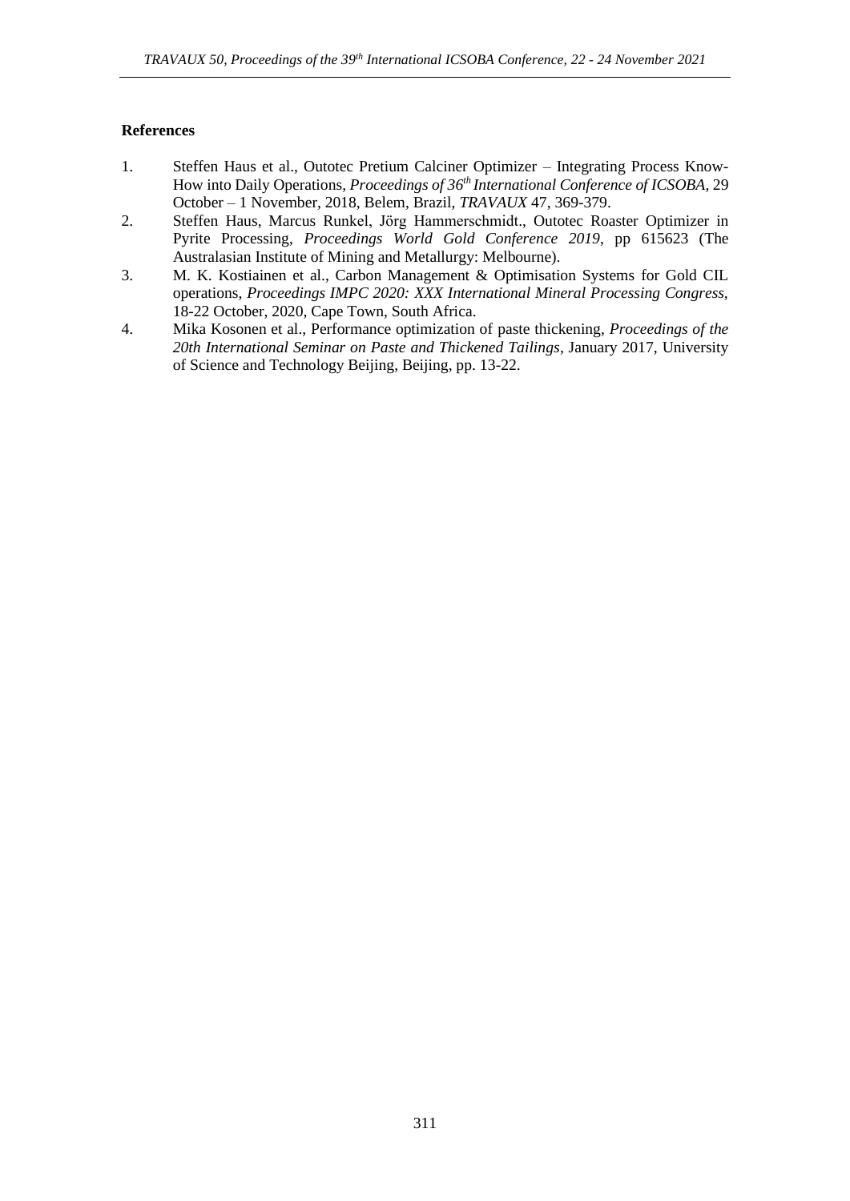**References**

1. Steffen Haus et al., Outotec Pretium Calciner Optimizer – Integrating Process Know-How into Daily Operations, *Proceedings of 36th International Conference of ICSOBA*, 29 October – 1 November, 2018, Belem, Brazil, *TRAVAUX* 47, 369-379.
2. Steffen Haus, Marcus Runkel, Jörg Hammerschmidt., Outotec Roaster Optimizer in Pyrite Processing, *Proceedings World Gold Conference 2019*, pp 615623 (The Australasian Institute of Mining and Metallurgy: Melbourne).
3. M. K. Kostiainen et al., Carbon Management & Optimisation Systems for Gold CIL operations, *Proceedings IMPC 2020: XXX International Mineral Processing Congress*, 18-22 October, 2020, Cape Town, South Africa.
4. Mika Kosonen et al., Performance optimization of paste thickening, *Proceedings of the 20th International Seminar on Paste and Thickened Tailings*, January 2017, University of Science and Technology Beijing, Beijing, pp. 13-22.